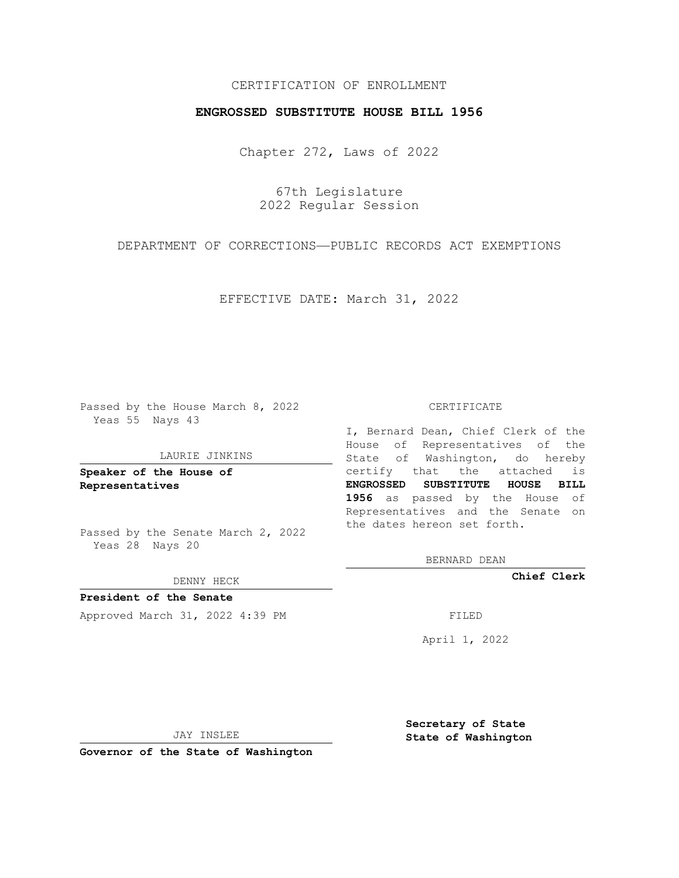CERTIFICATION OF ENROLLMENT

**ENGROSSED SUBSTITUTE HOUSE BILL 1956**

Chapter 272, Laws of 2022

67th Legislature
2022 Regular Session

DEPARTMENT OF CORRECTIONS—PUBLIC RECORDS ACT EXEMPTIONS

EFFECTIVE DATE: March 31, 2022

Passed by the House March 8, 2022
Yeas 55 Nays 43

LAURIE JINKINS

**Speaker of the House of Representatives**

Passed by the Senate March 2, 2022
Yeas 28 Nays 20

DENNY HECK

**President of the Senate**

Approved March 31, 2022 4:39 PM

JAY INSLEE

**Governor of the State of Washington**

CERTIFICATE

I, Bernard Dean, Chief Clerk of the House of Representatives of the State of Washington, do hereby certify that the attached is **ENGROSSED SUBSTITUTE HOUSE BILL 1956** as passed by the House of Representatives and the Senate on the dates hereon set forth.

BERNARD DEAN

**Chief Clerk**

FILED

April 1, 2022

**Secretary of State**
**State of Washington**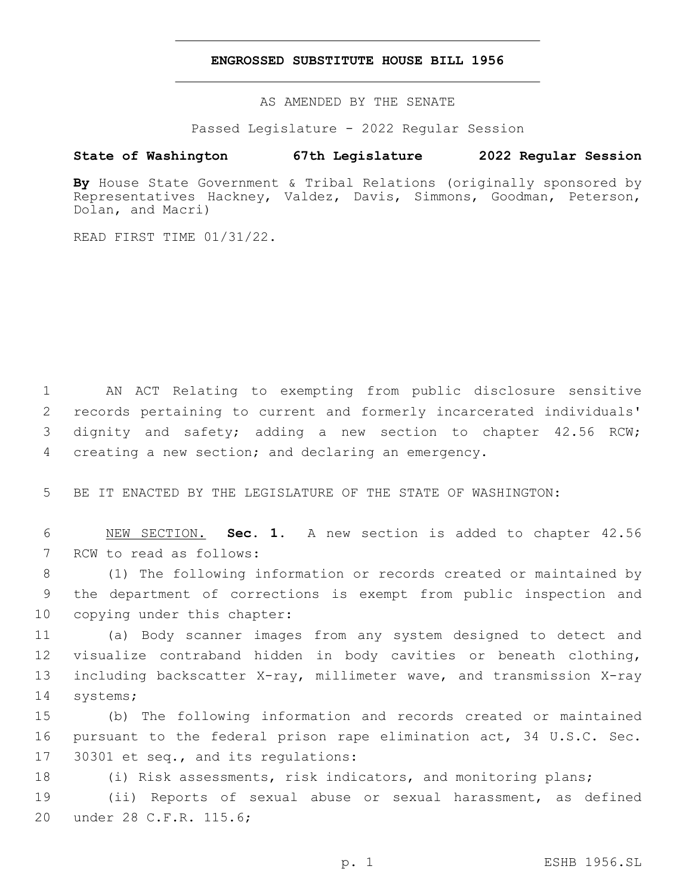**ENGROSSED SUBSTITUTE HOUSE BILL 1956**

AS AMENDED BY THE SENATE

Passed Legislature - 2022 Regular Session

**State of Washington 67th Legislature 2022 Regular Session**

**By** House State Government & Tribal Relations (originally sponsored by Representatives Hackney, Valdez, Davis, Simmons, Goodman, Peterson, Dolan, and Macri)

READ FIRST TIME 01/31/22.

AN ACT Relating to exempting from public disclosure sensitive records pertaining to current and formerly incarcerated individuals' dignity and safety; adding a new section to chapter 42.56 RCW; creating a new section; and declaring an emergency.

BE IT ENACTED BY THE LEGISLATURE OF THE STATE OF WASHINGTON:

NEW SECTION. **Sec. 1.** A new section is added to chapter 42.56 RCW to read as follows:

(1) The following information or records created or maintained by the department of corrections is exempt from public inspection and copying under this chapter:

(a) Body scanner images from any system designed to detect and visualize contraband hidden in body cavities or beneath clothing, including backscatter X-ray, millimeter wave, and transmission X-ray systems;

(b) The following information and records created or maintained pursuant to the federal prison rape elimination act, 34 U.S.C. Sec. 30301 et seq., and its regulations:

(i) Risk assessments, risk indicators, and monitoring plans;

(ii) Reports of sexual abuse or sexual harassment, as defined under 28 C.F.R. 115.6;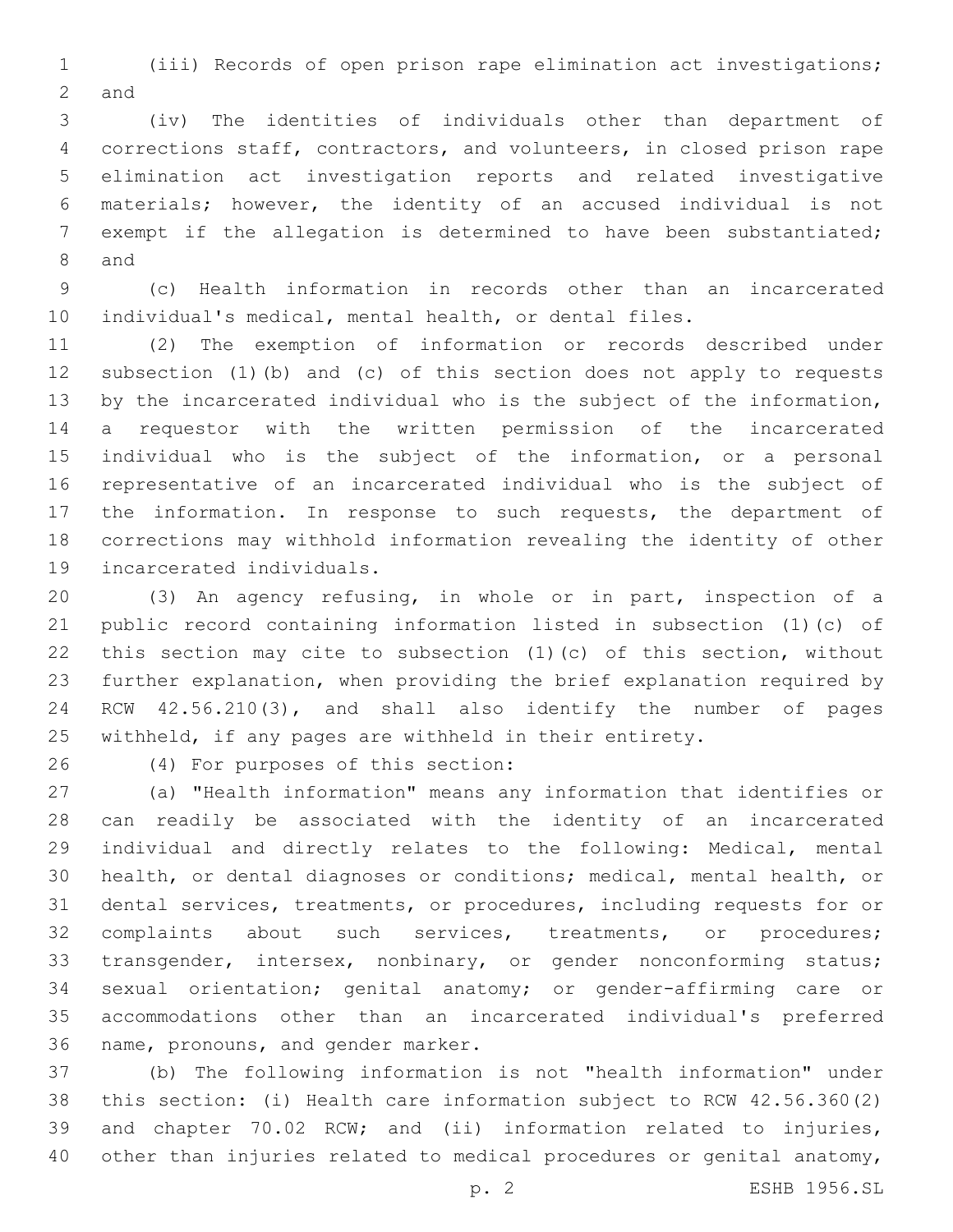(iii) Records of open prison rape elimination act investigations; and

(iv) The identities of individuals other than department of corrections staff, contractors, and volunteers, in closed prison rape elimination act investigation reports and related investigative materials; however, the identity of an accused individual is not exempt if the allegation is determined to have been substantiated; and

(c) Health information in records other than an incarcerated individual's medical, mental health, or dental files.

(2) The exemption of information or records described under subsection (1)(b) and (c) of this section does not apply to requests by the incarcerated individual who is the subject of the information, a requestor with the written permission of the incarcerated individual who is the subject of the information, or a personal representative of an incarcerated individual who is the subject of the information. In response to such requests, the department of corrections may withhold information revealing the identity of other incarcerated individuals.

(3) An agency refusing, in whole or in part, inspection of a public record containing information listed in subsection (1)(c) of this section may cite to subsection (1)(c) of this section, without further explanation, when providing the brief explanation required by RCW 42.56.210(3), and shall also identify the number of pages withheld, if any pages are withheld in their entirety.

(4) For purposes of this section:

(a) "Health information" means any information that identifies or can readily be associated with the identity of an incarcerated individual and directly relates to the following: Medical, mental health, or dental diagnoses or conditions; medical, mental health, or dental services, treatments, or procedures, including requests for or complaints about such services, treatments, or procedures; transgender, intersex, nonbinary, or gender nonconforming status; sexual orientation; genital anatomy; or gender-affirming care or accommodations other than an incarcerated individual's preferred name, pronouns, and gender marker.

(b) The following information is not "health information" under this section: (i) Health care information subject to RCW 42.56.360(2) and chapter 70.02 RCW; and (ii) information related to injuries, other than injuries related to medical procedures or genital anatomy,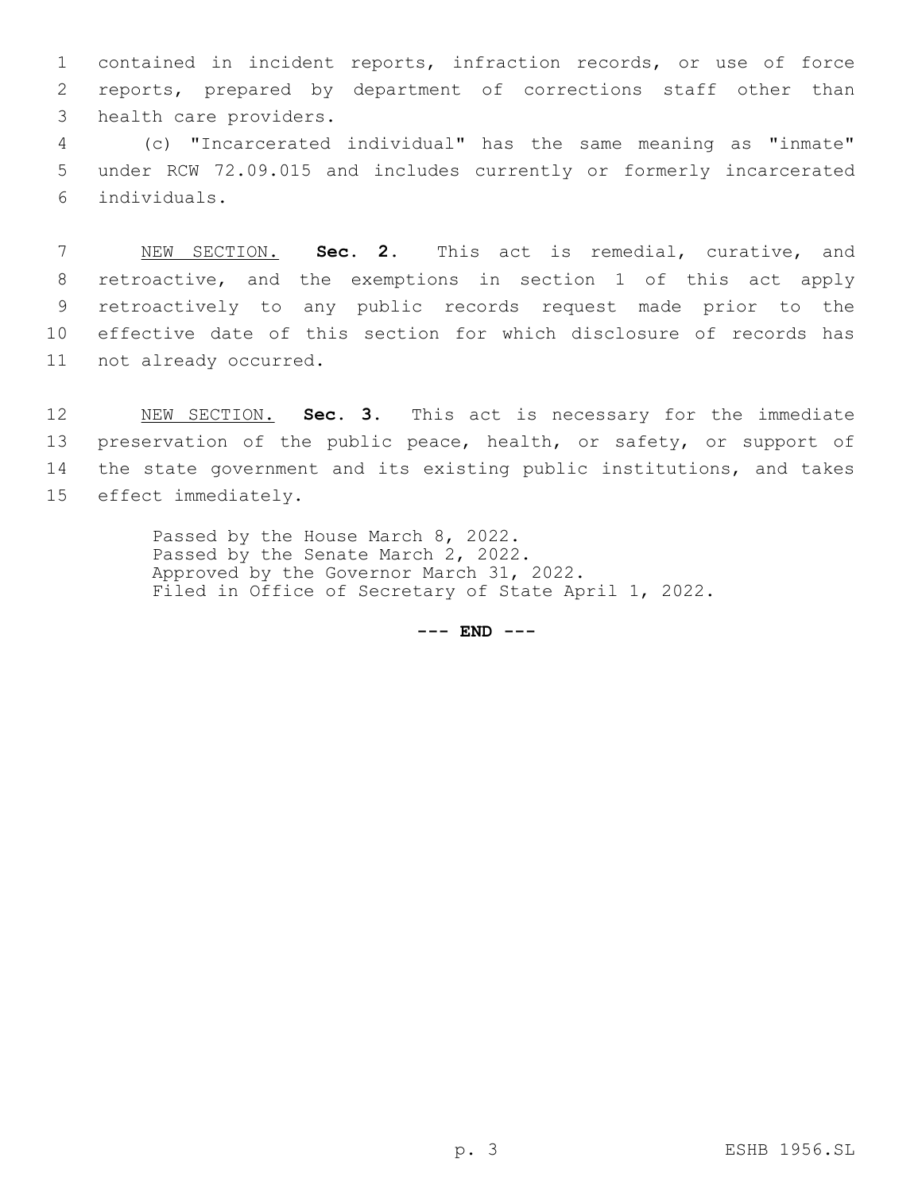contained in incident reports, infraction records, or use of force reports, prepared by department of corrections staff other than health care providers.

(c) "Incarcerated individual" has the same meaning as "inmate" under RCW 72.09.015 and includes currently or formerly incarcerated individuals.

NEW SECTION. **Sec. 2.** This act is remedial, curative, and retroactive, and the exemptions in section 1 of this act apply retroactively to any public records request made prior to the effective date of this section for which disclosure of records has not already occurred.

NEW SECTION. **Sec. 3.** This act is necessary for the immediate preservation of the public peace, health, or safety, or support of the state government and its existing public institutions, and takes effect immediately.

Passed by the House March 8, 2022.
Passed by the Senate March 2, 2022.
Approved by the Governor March 31, 2022.
Filed in Office of Secretary of State April 1, 2022.

**--- END ---**